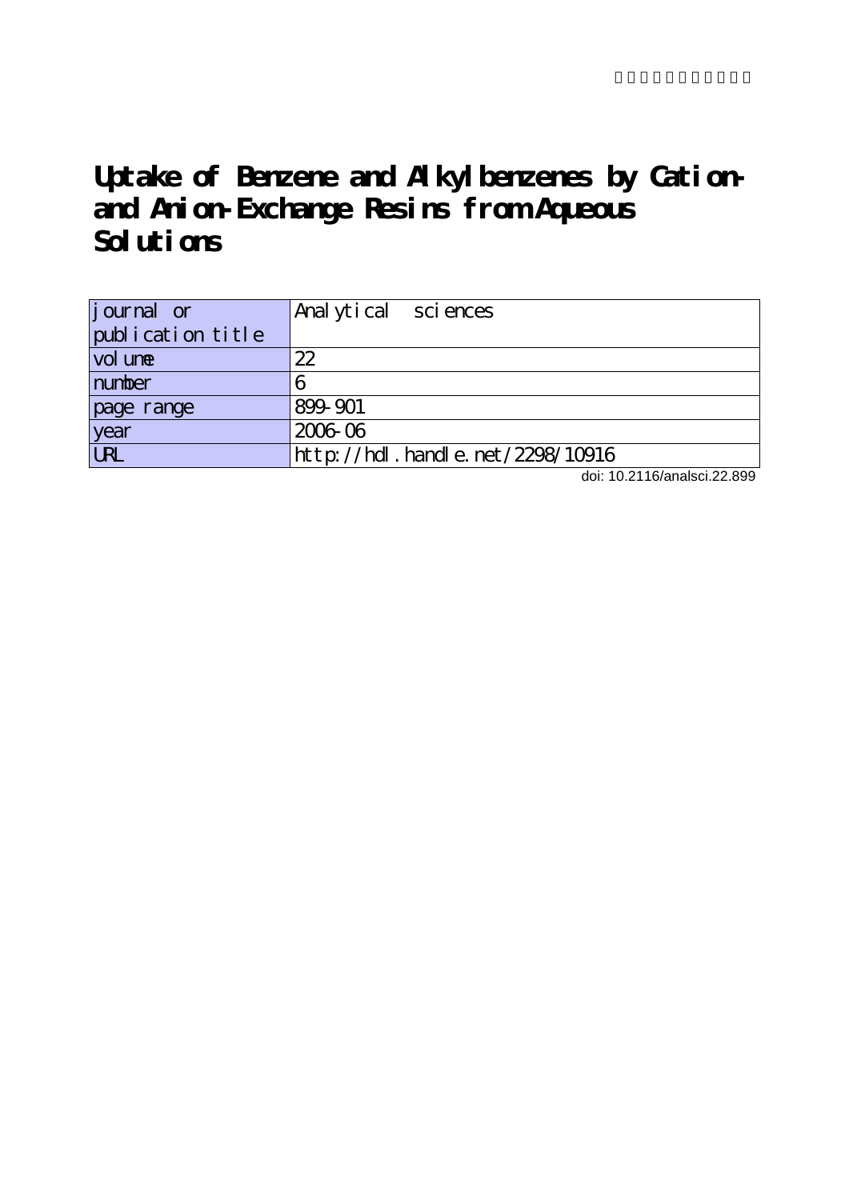# Uptake of Benzene and Alkylbenzenes by Cation- and Anion-Exchange Resins from Aqueous Solutions

| journal or publication title | Analytical sciences |
| --- | --- |
| volume | 22 |
| number | 6 |
| page range | 899-901 |
| year | 2006-06 |
| URL | http://hdl.handle.net/2298/10916 |

doi: 10.2116/analsci.22.899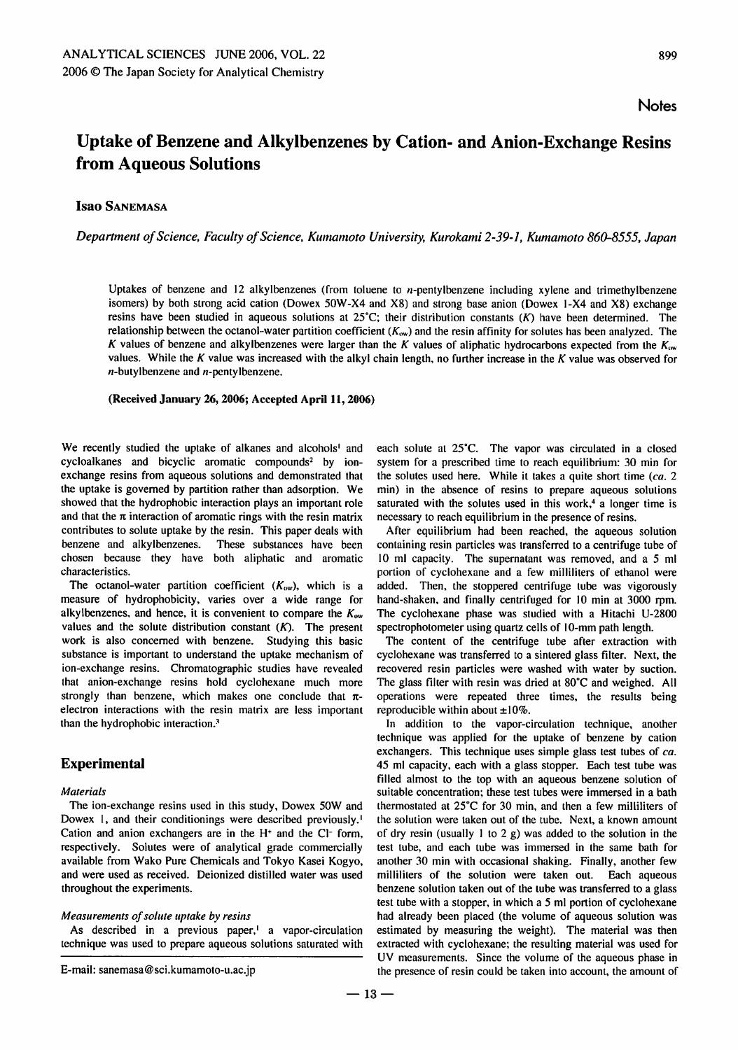# Uptake of Benzene and Alkylbenzenes by Cation- and Anion-Exchange Resins from Aqueous Solutions

**Isao SANEMASA**

*Department of Science, Faculty of Science, Kumamoto University, Kurokami 2-39-1, Kumamoto 860-8555, Japan*

Uptakes of benzene and 12 alkylbenzenes (from toluene to *n*-pentylbenzene including xylene and trimethylbenzene isomers) by both strong acid cation (Dowex 50W-X4 and X8) and strong base anion (Dowex 1-X4 and X8) exchange resins have been studied in aqueous solutions at 25°C; their distribution constants ($K$) have been determined. The relationship between the octanol-water partition coefficient ($K_{ow}$) and the resin affinity for solutes has been analyzed. The $K$ values of benzene and alkylbenzenes were larger than the $K$ values of aliphatic hydrocarbons expected from the $K_{ow}$ values. While the $K$ value was increased with the alkyl chain length, no further increase in the $K$ value was observed for *n*-butylbenzene and *n*-pentylbenzene.

**(Received January 26, 2006; Accepted April 11, 2006)**

We recently studied the uptake of alkanes and alcohols[1] and cycloalkanes and bicyclic aromatic compounds[2] by ion-exchange resins from aqueous solutions and demonstrated that the uptake is governed by partition rather than adsorption. We showed that the hydrophobic interaction plays an important role and that the π interaction of aromatic rings with the resin matrix contributes to solute uptake by the resin. This paper deals with benzene and alkylbenzenes. These substances have been chosen because they have both aliphatic and aromatic characteristics.

The octanol-water partition coefficient ($K_{ow}$), which is a measure of hydrophobicity, varies over a wide range for alkylbenzenes, and hence, it is convenient to compare the $K_{ow}$ values and the solute distribution constant ($K$). The present work is also concerned with benzene. Studying this basic substance is important to understand the uptake mechanism of ion-exchange resins. Chromatographic studies have revealed that anion-exchange resins hold cyclohexane much more strongly than benzene, which makes one conclude that π-electron interactions with the resin matrix are less important than the hydrophobic interaction.[3]

## Experimental

### *Materials*

The ion-exchange resins used in this study, Dowex 50W and Dowex 1, and their conditionings were described previously.[1] Cation and anion exchangers are in the $H^+$ and the $Cl^-$ form, respectively. Solutes were of analytical grade commercially available from Wako Pure Chemicals and Tokyo Kasei Kogyo, and were used as received. Deionized distilled water was used throughout the experiments.

### *Measurements of solute uptake by resins*

As described in a previous paper,[1] a vapor-circulation technique was used to prepare aqueous solutions saturated with each solute at 25°C. The vapor was circulated in a closed system for a prescribed time to reach equilibrium: 30 min for the solutes used here. While it takes a quite short time (*ca.* 2 min) in the absence of resins to prepare aqueous solutions saturated with the solutes used in this work,[4] a longer time is necessary to reach equilibrium in the presence of resins.

After equilibrium had been reached, the aqueous solution containing resin particles was transferred to a centrifuge tube of 10 ml capacity. The supernatant was removed, and a 5 ml portion of cyclohexane and a few milliliters of ethanol were added. Then, the stoppered centrifuge tube was vigorously hand-shaken, and finally centrifuged for 10 min at 3000 rpm. The cyclohexane phase was studied with a Hitachi U-2800 spectrophotometer using quartz cells of 10-mm path length.

The content of the centrifuge tube after extraction with cyclohexane was transferred to a sintered glass filter. Next, the recovered resin particles were washed with water by suction. The glass filter with resin was dried at 80°C and weighed. All operations were repeated three times, the results being reproducible within about ±10%.

In addition to the vapor-circulation technique, another technique was applied for the uptake of benzene by cation exchangers. This technique uses simple glass test tubes of *ca.* 45 ml capacity, each with a glass stopper. Each test tube was filled almost to the top with an aqueous benzene solution of suitable concentration; these test tubes were immersed in a bath thermostated at 25°C for 30 min, and then a few milliliters of the solution were taken out of the tube. Next, a known amount of dry resin (usually 1 to 2 g) was added to the solution in the test tube, and each tube was immersed in the same bath for another 30 min with occasional shaking. Finally, another few milliliters of the solution were taken out. Each aqueous benzene solution taken out of the tube was transferred to a glass test tube with a stopper, in which a 5 ml portion of cyclohexane had already been placed (the volume of aqueous solution was estimated by measuring the weight). The material was then extracted with cyclohexane; the resulting material was used for UV measurements. Since the volume of the aqueous phase in the presence of resin could be taken into account, the amount of

E-mail: sanemasa@sci.kumamoto-u.ac.jp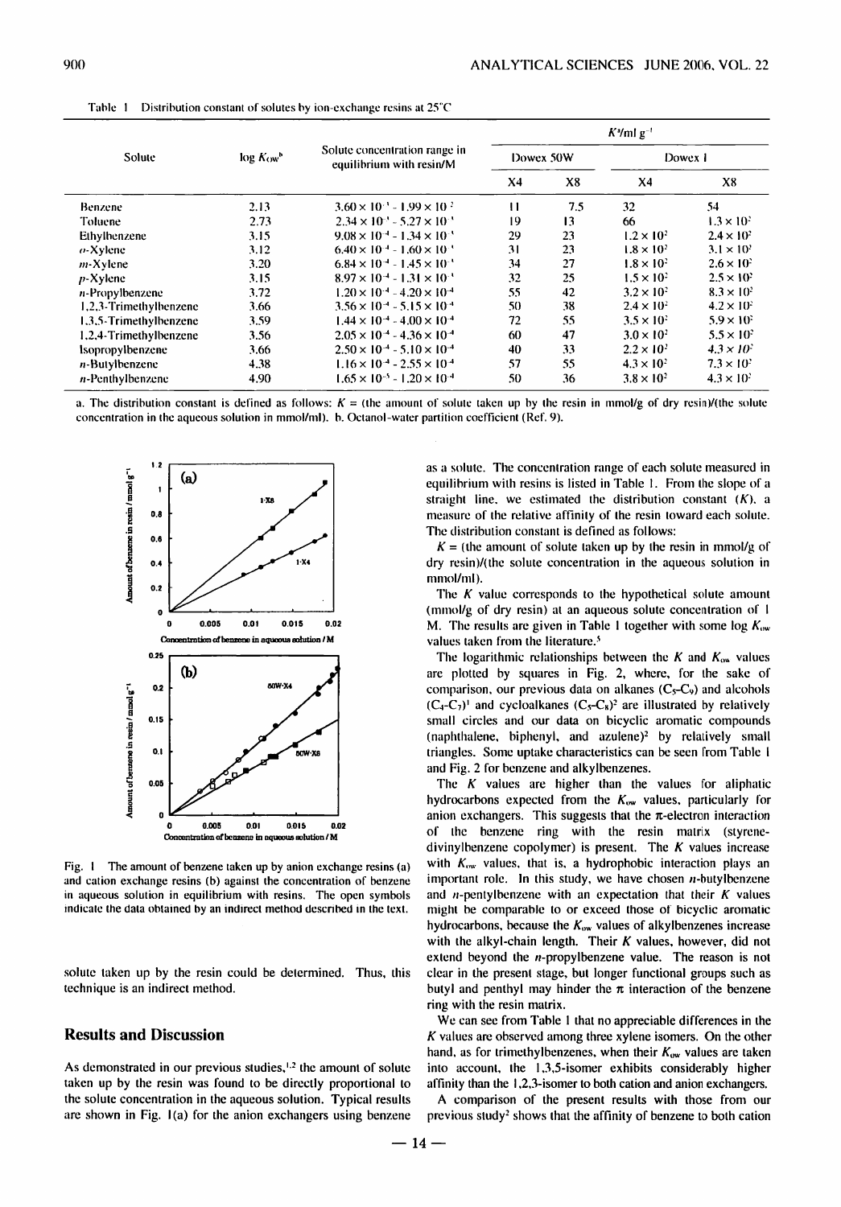Table 1 Distribution constant of solutes by ion-exchange resins at 25°C

| Solute | log $K_{ow}$[b] | Solute concentration range in equilibrium with resin/M | $K$[a]/ml g$^{-1}$ | | | |
|---|---|---|---|---|---|---|
| | | | Dowex 50W | | Dowex 1 | |
| | | | X4 | X8 | X4 | X8 |
| Benzene | 2.13 | $3.60 \times 10^{-3}$ - $1.99 \times 10^{-2}$ | 11 | 7.5 | 32 | 54 |
| Toluene | 2.73 | $2.34 \times 10^{-3}$ - $5.27 \times 10^{-3}$ | 19 | 13 | 66 | $1.3 \times 10^{2}$ |
| Ethylbenzene | 3.15 | $9.08 \times 10^{-4}$ - $1.34 \times 10^{-3}$ | 29 | 23 | $1.2 \times 10^{2}$ | $2.4 \times 10^{2}$ |
| o-Xylene | 3.12 | $6.40 \times 10^{-4}$ - $1.60 \times 10^{-3}$ | 31 | 23 | $1.8 \times 10^{2}$ | $3.1 \times 10^{2}$ |
| m-Xylene | 3.20 | $6.84 \times 10^{-4}$ - $1.45 \times 10^{-3}$ | 34 | 27 | $1.8 \times 10^{2}$ | $2.6 \times 10^{2}$ |
| p-Xylene | 3.15 | $8.97 \times 10^{-4}$ - $1.31 \times 10^{-3}$ | 32 | 25 | $1.5 \times 10^{2}$ | $2.5 \times 10^{2}$ |
| n-Propylbenzene | 3.72 | $1.20 \times 10^{-4}$ - $4.20 \times 10^{-4}$ | 55 | 42 | $3.2 \times 10^{2}$ | $8.3 \times 10^{2}$ |
| 1,2,3-Trimethylbenzene | 3.66 | $3.56 \times 10^{-4}$ - $5.15 \times 10^{-4}$ | 50 | 38 | $2.4 \times 10^{2}$ | $4.2 \times 10^{2}$ |
| 1,3,5-Trimethylbenzene | 3.59 | $1.44 \times 10^{-4}$ - $4.00 \times 10^{-4}$ | 72 | 55 | $3.5 \times 10^{2}$ | $5.9 \times 10^{2}$ |
| 1,2,4-Trimethylbenzene | 3.56 | $2.05 \times 10^{-4}$ - $4.36 \times 10^{-4}$ | 60 | 47 | $3.0 \times 10^{2}$ | $5.5 \times 10^{2}$ |
| Isopropylbenzene | 3.66 | $2.50 \times 10^{-4}$ - $5.10 \times 10^{-4}$ | 40 | 33 | $2.2 \times 10^{2}$ | $4.3 \times 10^{2}$ |
| n-Butylbenzene | 4.38 | $1.16 \times 10^{-4}$ - $2.55 \times 10^{-4}$ | 57 | 55 | $4.3 \times 10^{2}$ | $7.3 \times 10^{2}$ |
| n-Penthylbenzene | 4.90 | $1.65 \times 10^{-5}$ - $1.20 \times 10^{-4}$ | 50 | 36 | $3.8 \times 10^{2}$ | $4.3 \times 10^{2}$ |

a. The distribution constant is defined as follows: $K$ = (the amount of solute taken up by the resin in mmol/g of dry resin)/(the solute concentration in the aqueous solution in mmol/ml). b. Octanol-water partition coefficient (Ref. 9).

Fig. 1 The amount of benzene taken up by anion exchange resins (a) and cation exchange resins (b) against the concentration of benzene in aqueous solution in equilibrium with resins. The open symbols indicate the data obtained by an indirect method described in the text.

solute taken up by the resin could be determined. Thus, this technique is an indirect method.

## Results and Discussion

As demonstrated in our previous studies,[1,2] the amount of solute taken up by the resin was found to be directly proportional to the solute concentration in the aqueous solution. Typical results are shown in Fig. 1(a) for the anion exchangers using benzene as a solute. The concentration range of each solute measured in equilibrium with resins is listed in Table 1. From the slope of a straight line, we estimated the distribution constant ($K$), a measure of the relative affinity of the resin toward each solute. The distribution constant is defined as follows:

$K$ = (the amount of solute taken up by the resin in mmol/g of dry resin)/(the solute concentration in the aqueous solution in mmol/ml).

The $K$ value corresponds to the hypothetical solute amount (mmol/g of dry resin) at an aqueous solute concentration of 1 M. The results are given in Table 1 together with some log $K_{ow}$ values taken from the literature.[5]

The logarithmic relationships between the $K$ and $K_{ow}$ values are plotted by squares in Fig. 2, where, for the sake of comparison, our previous data on alkanes ($C_5$-$C_9$) and alcohols ($C_4$-$C_7$)[1] and cycloalkanes ($C_5$-$C_8$)[2] are illustrated by relatively small circles and our data on bicyclic aromatic compounds (naphthalene, biphenyl, and azulene)[2] by relatively small triangles. Some uptake characteristics can be seen from Table 1 and Fig. 2 for benzene and alkylbenzenes.

The $K$ values are higher than the values for aliphatic hydrocarbons expected from the $K_{ow}$ values, particularly for anion exchangers. This suggests that the π-electron interaction of the benzene ring with the resin matrix (styrene-divinylbenzene copolymer) is present. The $K$ values increase with $K_{ow}$ values, that is, a hydrophobic interaction plays an important role. In this study, we have chosen n-butylbenzene and n-pentylbenzene with an expectation that their $K$ values might be comparable to or exceed those of bicyclic aromatic hydrocarbons, because the $K_{ow}$ values of alkylbenzenes increase with the alkyl-chain length. Their $K$ values, however, did not extend beyond the n-propylbenzene value. The reason is not clear in the present stage, but longer functional groups such as butyl and penthyl may hinder the π interaction of the benzene ring with the resin matrix.

We can see from Table 1 that no appreciable differences in the $K$ values are observed among three xylene isomers. On the other hand, as for trimethylbenzenes, when their $K_{ow}$ values are taken into account, the 1,3,5-isomer exhibits considerably higher affinity than the 1,2,3-isomer to both cation and anion exchangers.

A comparison of the present results with those from our previous study[2] shows that the affinity of benzene to both cation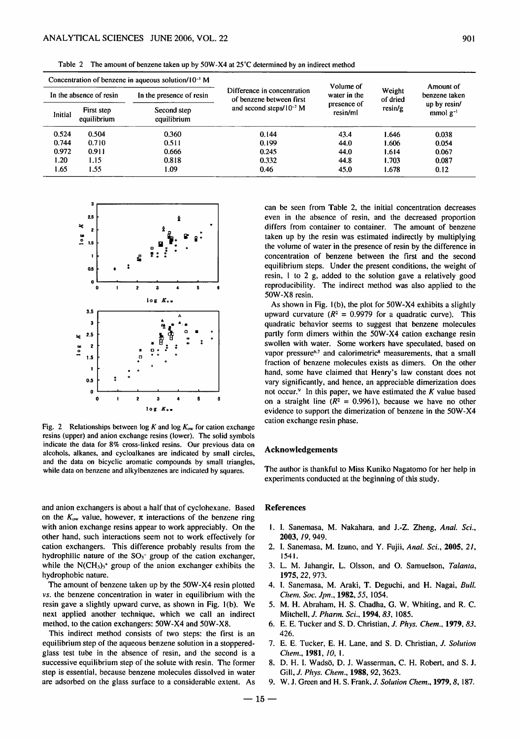Table 2 The amount of benzene taken up by 50W-X4 at 25°C determined by an indirect method

| Concentration of benzene in aqueous solution/$10^{-1}$ M | | | Difference in concentration of benzene between first and second steps/$10^{-2}$ M | Volume of water in the presence of resin/ml | Weight of dried resin/g | Amount of benzene taken up by resin/ mmol $g^{-1}$ |
|---|---|---|---|---|---|---|
| In the absence of resin | | In the presence of resin | | | | |
| Initial | First step equilibrium | Second step equilibrium | | | | |
| 0.524 | 0.504 | 0.360 | 0.144 | 43.4 | 1.646 | 0.038 |
| 0.744 | 0.710 | 0.511 | 0.199 | 44.0 | 1.606 | 0.054 |
| 0.972 | 0.911 | 0.666 | 0.245 | 44.0 | 1.614 | 0.067 |
| 1.20 | 1.15 | 0.818 | 0.332 | 44.8 | 1.703 | 0.087 |
| 1.65 | 1.55 | 1.09 | 0.46 | 45.0 | 1.678 | 0.12 |

log K

log $K_{ow}$

log K

log $K_{ow}$

Fig. 2 Relationships between log $K$ and log $K_{ow}$ for cation exchange resins (upper) and anion exchange resins (lower). The solid symbols indicate the data for 8% cross-linked resins. Our previous data on alcohols, alkanes, and cycloalkanes are indicated by small circles, and the data on bicyclic aromatic compounds by small triangles, while data on benzene and alkylbenzenes are indicated by squares.

and anion exchangers is about a half that of cyclohexane. Based on the $K_{ow}$ value, however, $\pi$ interactions of the benzene ring with anion exchange resins appear to work appreciably. On the other hand, such interactions seem not to work effectively for cation exchangers. This difference probably results from the hydrophilic nature of the $SO_3^-$ group of the cation exchanger, while the $N(CH_3)_3^+$ group of the anion exchanger exhibits the hydrophobic nature.

The amount of benzene taken up by the 50W-X4 resin plotted *vs.* the benzene concentration in water in equilibrium with the resin gave a slightly upward curve, as shown in Fig. 1(b). We next applied another technique, which we call an indirect method, to the cation exchangers: 50W-X4 and 50W-X8.

This indirect method consists of two steps: the first is an equilibrium step of the aqueous benzene solution in a stoppered-glass test tube in the absence of resin, and the second is a successive equilibrium step of the solute with resin. The former step is essential, because benzene molecules dissolved in water are adsorbed on the glass surface to a considerable extent. As can be seen from Table 2, the initial concentration decreases even in the absence of resin, and the decreased proportion differs from container to container. The amount of benzene taken up by the resin was estimated indirectly by multiplying the volume of water in the presence of resin by the difference in concentration of benzene between the first and the second equilibrium steps. Under the present conditions, the weight of resin, 1 to 2 g, added to the solution gave a relatively good reproducibility. The indirect method was also applied to the 50W-X8 resin.

As shown in Fig. 1(b), the plot for 50W-X4 exhibits a slightly upward curvature ($R^2$ = 0.9979 for a quadratic curve). This quadratic behavior seems to suggest that benzene molecules partly form dimers within the 50W-X4 cation exchange resin swollen with water. Some workers have speculated, based on vapor pressure[6,7] and calorimetric[8] measurements, that a small fraction of benzene molecules exists as dimers. On the other hand, some have claimed that Henry's law constant does not vary significantly, and hence, an appreciable dimerization does not occur.[9] In this paper, we have estimated the $K$ value based on a straight line ($R^2$ = 0.9961), because we have no other evidence to support the dimerization of benzene in the 50W-X4 cation exchange resin phase.

## Acknowledgements

The author is thankful to Miss Kuniko Nagatomo for her help in experiments conducted at the beginning of this study.

## References

1. I. Sanemasa, M. Nakahara, and J.-Z. Zheng, *Anal. Sci.*, **2003**, *19*, 949.
2. I. Sanemasa, M. Izuno, and Y. Fujii, *Anal. Sci.*, **2005**, *21*, 1541.
3. L. M. Jahangir, L. Olsson, and O. Samuelson, *Talanta*, **1975**, *22*, 973.
4. I. Sanemasa, M. Araki, T. Deguchi, and H. Nagai, *Bull. Chem. Soc. Jpn.*, **1982**, *55*, 1054.
5. M. H. Abraham, H. S. Chadha, G. W. Whiting, and R. C. Mitchell, *J. Pharm. Sci.*, **1994**, *83*, 1085.
6. E. E. Tucker and S. D. Christian, *J. Phys. Chem.*, **1979**, *83*, 426.
7. E. E. Tucker, E. H. Lane, and S. D. Christian, *J. Solution Chem.*, **1981**, *10*, 1.
8. D. H. I. Wadsö, D. J. Wasserman, C. H. Robert, and S. J. Gill, *J. Phys. Chem.*, **1988**, *92*, 3623.
9. W. J. Green and H. S. Frank, *J. Solution Chem.*, **1979**, *8*, 187.